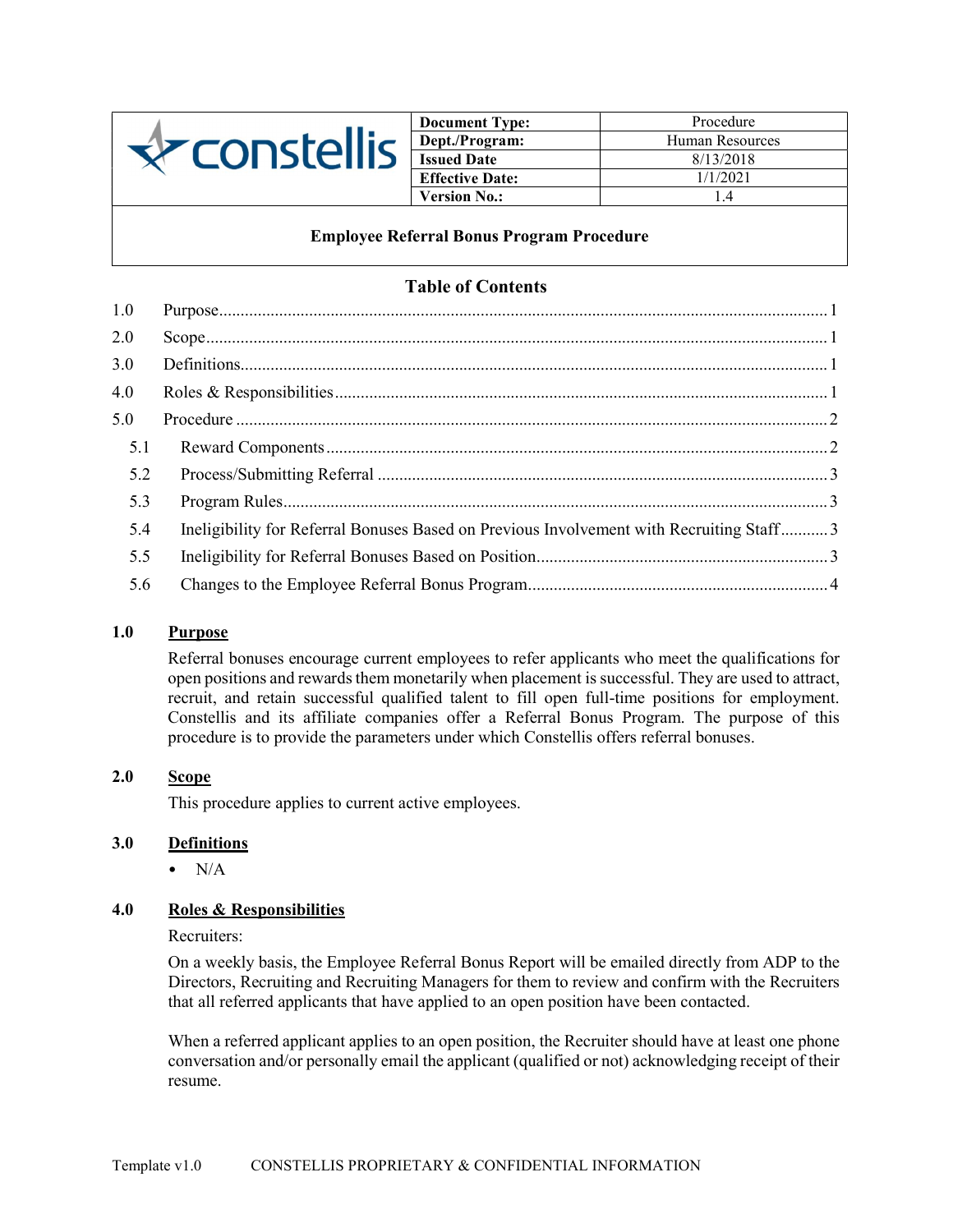| | Document Type: | Procedure |
|---|---|---|
| constellis | Dept./Program: | Human Resources |
| | Issued Date | 8/13/2018 |
| | Effective Date: | 1/1/2021 |
| | Version No.: | 1.4 |

**Employee Referral Bonus Program Procedure**

## Table of Contents

1.0 Purpose ........ 1
2.0 Scope ........ 1
3.0 Definitions ........ 1
4.0 Roles & Responsibilities ........ 1
5.0 Procedure ........ 2
  5.1 Reward Components ........ 2
  5.2 Process/Submitting Referral ........ 3
  5.3 Program Rules ........ 3
  5.4 Ineligibility for Referral Bonuses Based on Previous Involvement with Recruiting Staff ........ 3
  5.5 Ineligibility for Referral Bonuses Based on Position ........ 3
  5.6 Changes to the Employee Referral Bonus Program ........ 4

## 1.0 Purpose

Referral bonuses encourage current employees to refer applicants who meet the qualifications for open positions and rewards them monetarily when placement is successful. They are used to attract, recruit, and retain successful qualified talent to fill open full-time positions for employment. Constellis and its affiliate companies offer a Referral Bonus Program. The purpose of this procedure is to provide the parameters under which Constellis offers referral bonuses.

## 2.0 Scope

This procedure applies to current active employees.

## 3.0 Definitions

- N/A

## 4.0 Roles & Responsibilities

Recruiters:

On a weekly basis, the Employee Referral Bonus Report will be emailed directly from ADP to the Directors, Recruiting and Recruiting Managers for them to review and confirm with the Recruiters that all referred applicants that have applied to an open position have been contacted.

When a referred applicant applies to an open position, the Recruiter should have at least one phone conversation and/or personally email the applicant (qualified or not) acknowledging receipt of their resume.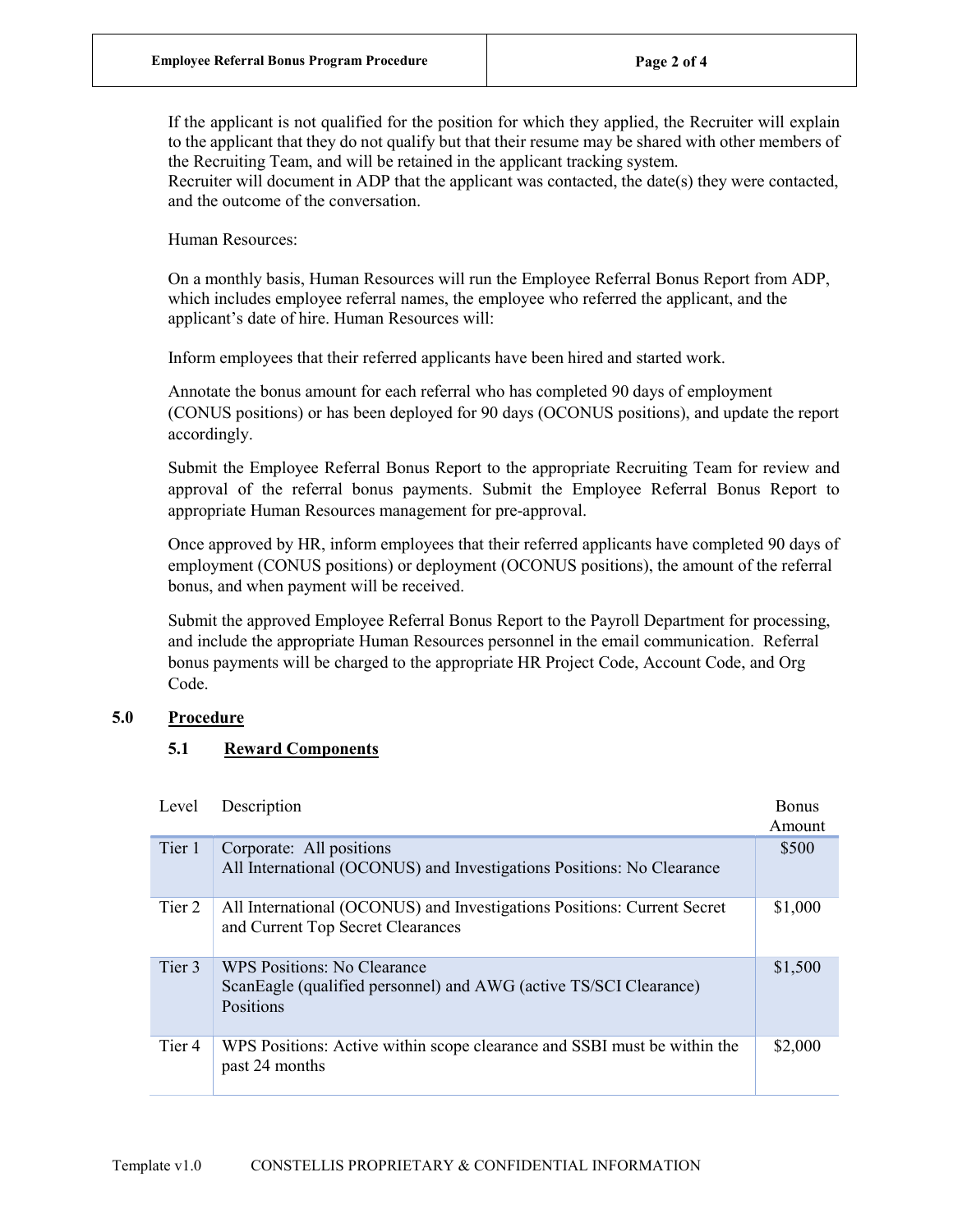If the applicant is not qualified for the position for which they applied, the Recruiter will explain to the applicant that they do not qualify but that their resume may be shared with other members of the Recruiting Team, and will be retained in the applicant tracking system.
Recruiter will document in ADP that the applicant was contacted, the date(s) they were contacted, and the outcome of the conversation.

Human Resources:

On a monthly basis, Human Resources will run the Employee Referral Bonus Report from ADP, which includes employee referral names, the employee who referred the applicant, and the applicant's date of hire. Human Resources will:

Inform employees that their referred applicants have been hired and started work.

Annotate the bonus amount for each referral who has completed 90 days of employment (CONUS positions) or has been deployed for 90 days (OCONUS positions), and update the report accordingly.

Submit the Employee Referral Bonus Report to the appropriate Recruiting Team for review and approval of the referral bonus payments. Submit the Employee Referral Bonus Report to appropriate Human Resources management for pre-approval.

Once approved by HR, inform employees that their referred applicants have completed 90 days of employment (CONUS positions) or deployment (OCONUS positions), the amount of the referral bonus, and when payment will be received.

Submit the approved Employee Referral Bonus Report to the Payroll Department for processing, and include the appropriate Human Resources personnel in the email communication. Referral bonus payments will be charged to the appropriate HR Project Code, Account Code, and Org Code.

## 5.0 Procedure

### 5.1 Reward Components

| Level | Description | Bonus Amount |
|---|---|---|
| Tier 1 | Corporate: All positions<br>All International (OCONUS) and Investigations Positions: No Clearance | $500 |
| Tier 2 | All International (OCONUS) and Investigations Positions: Current Secret and Current Top Secret Clearances | $1,000 |
| Tier 3 | WPS Positions: No Clearance<br>ScanEagle (qualified personnel) and AWG (active TS/SCI Clearance) Positions | $1,500 |
| Tier 4 | WPS Positions: Active within scope clearance and SSBI must be within the past 24 months | $2,000 |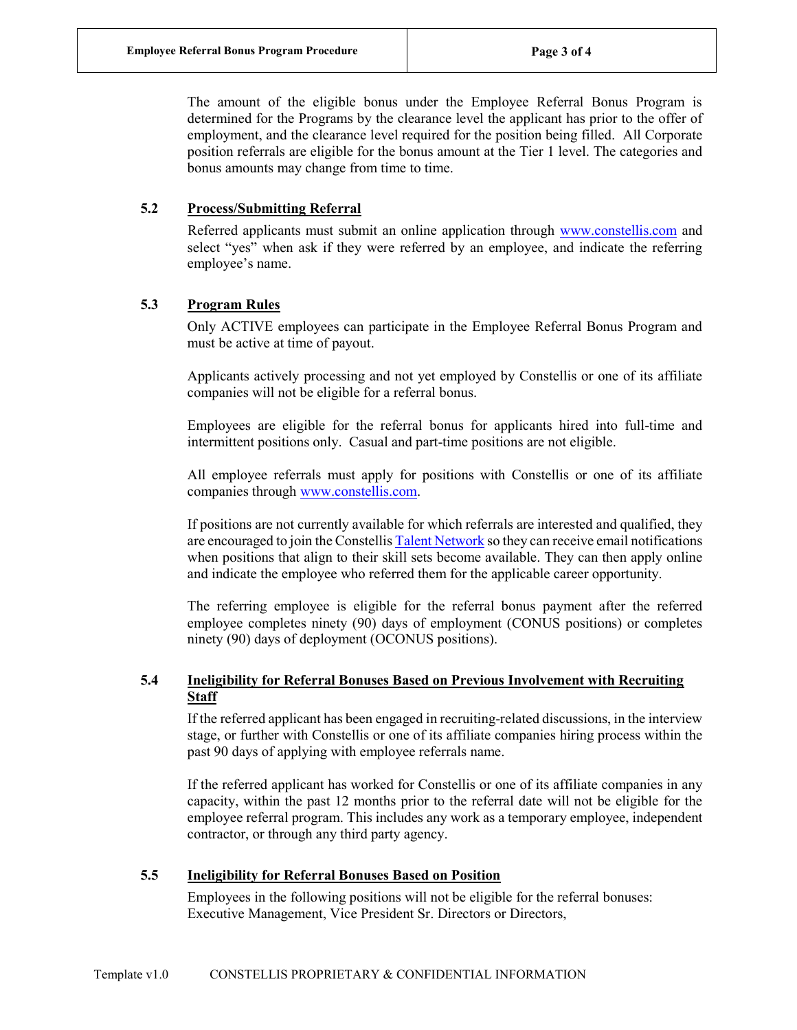The amount of the eligible bonus under the Employee Referral Bonus Program is determined for the Programs by the clearance level the applicant has prior to the offer of employment, and the clearance level required for the position being filled. All Corporate position referrals are eligible for the bonus amount at the Tier 1 level. The categories and bonus amounts may change from time to time.

### 5.2 Process/Submitting Referral

Referred applicants must submit an online application through www.constellis.com and select "yes" when ask if they were referred by an employee, and indicate the referring employee's name.

### 5.3 Program Rules

Only ACTIVE employees can participate in the Employee Referral Bonus Program and must be active at time of payout.

Applicants actively processing and not yet employed by Constellis or one of its affiliate companies will not be eligible for a referral bonus.

Employees are eligible for the referral bonus for applicants hired into full-time and intermittent positions only. Casual and part-time positions are not eligible.

All employee referrals must apply for positions with Constellis or one of its affiliate companies through www.constellis.com.

If positions are not currently available for which referrals are interested and qualified, they are encouraged to join the Constellis Talent Network so they can receive email notifications when positions that align to their skill sets become available. They can then apply online and indicate the employee who referred them for the applicable career opportunity.

The referring employee is eligible for the referral bonus payment after the referred employee completes ninety (90) days of employment (CONUS positions) or completes ninety (90) days of deployment (OCONUS positions).

### 5.4 Ineligibility for Referral Bonuses Based on Previous Involvement with Recruiting Staff

If the referred applicant has been engaged in recruiting-related discussions, in the interview stage, or further with Constellis or one of its affiliate companies hiring process within the past 90 days of applying with employee referrals name.

If the referred applicant has worked for Constellis or one of its affiliate companies in any capacity, within the past 12 months prior to the referral date will not be eligible for the employee referral program. This includes any work as a temporary employee, independent contractor, or through any third party agency.

### 5.5 Ineligibility for Referral Bonuses Based on Position

Employees in the following positions will not be eligible for the referral bonuses: Executive Management, Vice President Sr. Directors or Directors,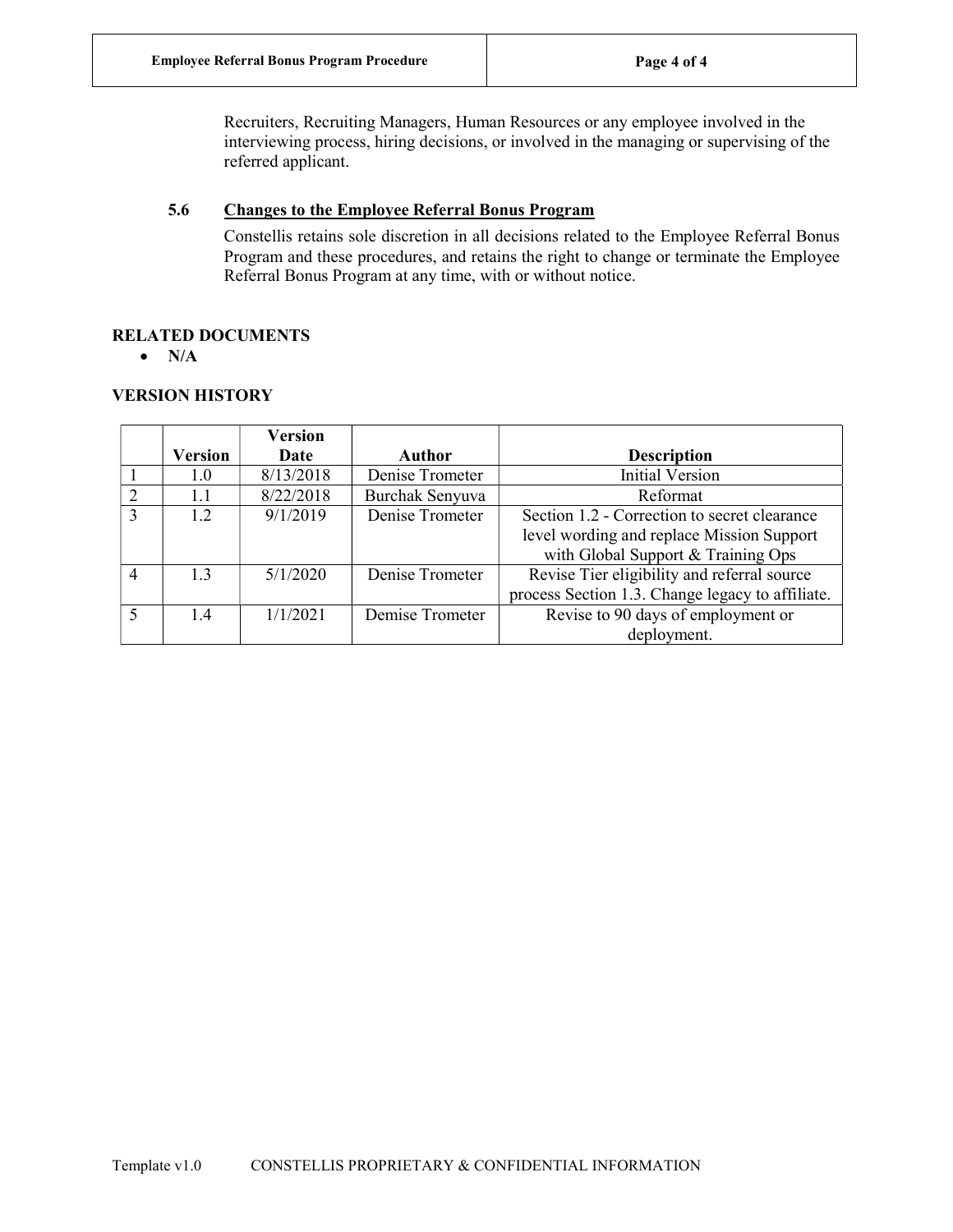Recruiters, Recruiting Managers, Human Resources or any employee involved in the interviewing process, hiring decisions, or involved in the managing or supervising of the referred applicant.

### 5.6 Changes to the Employee Referral Bonus Program

Constellis retains sole discretion in all decisions related to the Employee Referral Bonus Program and these procedures, and retains the right to change or terminate the Employee Referral Bonus Program at any time, with or without notice.

## RELATED DOCUMENTS

- **N/A**

## VERSION HISTORY

| | Version | Version Date | Author | Description |
|---|---|---|---|---|
| 1 | 1.0 | 8/13/2018 | Denise Trometer | Initial Version |
| 2 | 1.1 | 8/22/2018 | Burchak Senyuva | Reformat |
| 3 | 1.2 | 9/1/2019 | Denise Trometer | Section 1.2 - Correction to secret clearance level wording and replace Mission Support with Global Support & Training Ops |
| 4 | 1.3 | 5/1/2020 | Denise Trometer | Revise Tier eligibility and referral source process Section 1.3. Change legacy to affiliate. |
| 5 | 1.4 | 1/1/2021 | Demise Trometer | Revise to 90 days of employment or deployment. |

Template v1.0 CONSTELLIS PROPRIETARY & CONFIDENTIAL INFORMATION